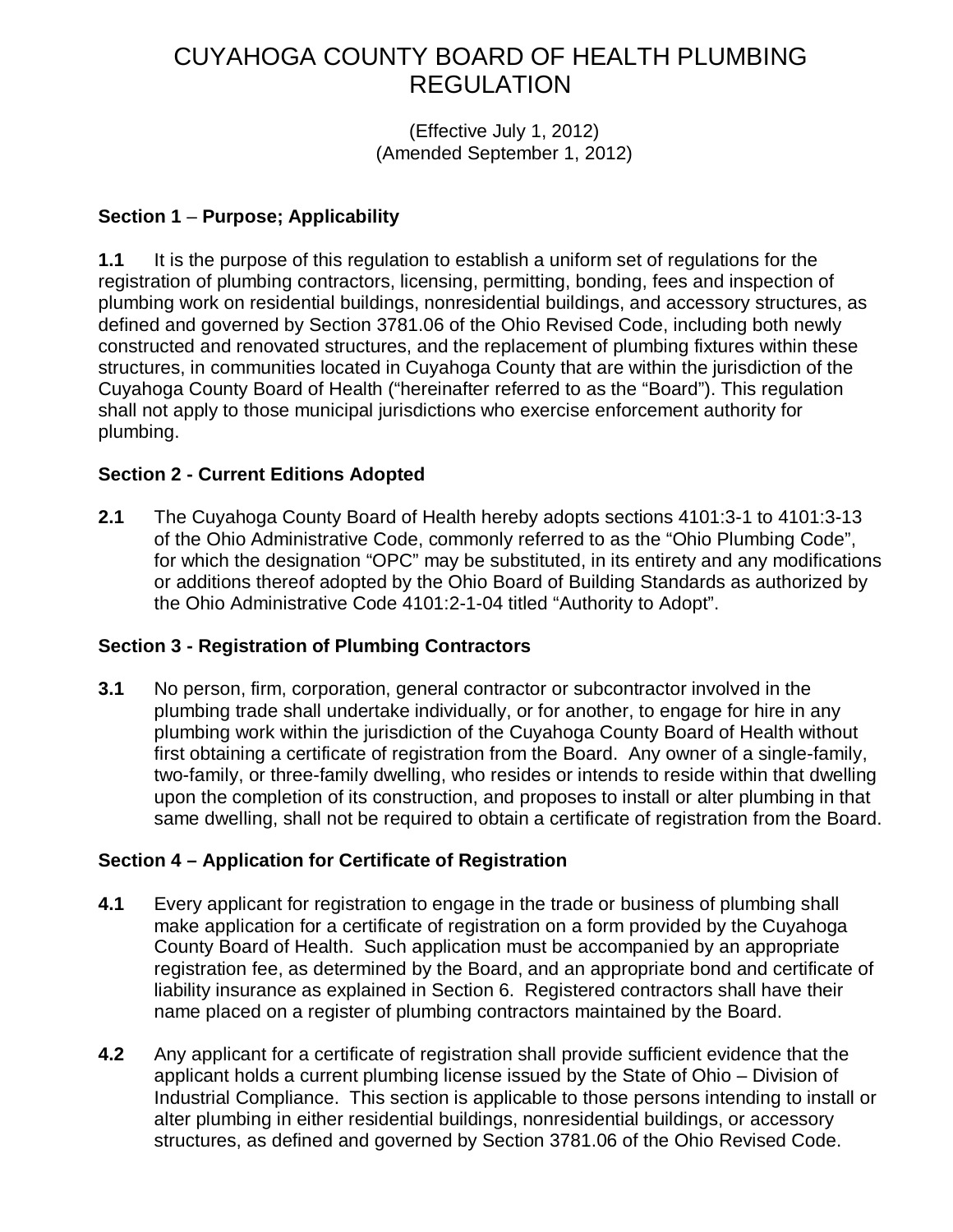# CUYAHOGA COUNTY BOARD OF HEALTH PLUMBING REGULATION

(Effective July 1, 2012)
(Amended September 1, 2012)

## Section 1 – Purpose; Applicability

**1.1** It is the purpose of this regulation to establish a uniform set of regulations for the registration of plumbing contractors, licensing, permitting, bonding, fees and inspection of plumbing work on residential buildings, nonresidential buildings, and accessory structures, as defined and governed by Section 3781.06 of the Ohio Revised Code, including both newly constructed and renovated structures, and the replacement of plumbing fixtures within these structures, in communities located in Cuyahoga County that are within the jurisdiction of the Cuyahoga County Board of Health ("hereinafter referred to as the "Board"). This regulation shall not apply to those municipal jurisdictions who exercise enforcement authority for plumbing.

## Section 2 - Current Editions Adopted

**2.1** The Cuyahoga County Board of Health hereby adopts sections 4101:3-1 to 4101:3-13 of the Ohio Administrative Code, commonly referred to as the "Ohio Plumbing Code", for which the designation "OPC" may be substituted, in its entirety and any modifications or additions thereof adopted by the Ohio Board of Building Standards as authorized by the Ohio Administrative Code 4101:2-1-04 titled "Authority to Adopt".

## Section 3 - Registration of Plumbing Contractors

**3.1** No person, firm, corporation, general contractor or subcontractor involved in the plumbing trade shall undertake individually, or for another, to engage for hire in any plumbing work within the jurisdiction of the Cuyahoga County Board of Health without first obtaining a certificate of registration from the Board. Any owner of a single-family, two-family, or three-family dwelling, who resides or intends to reside within that dwelling upon the completion of its construction, and proposes to install or alter plumbing in that same dwelling, shall not be required to obtain a certificate of registration from the Board.

## Section 4 – Application for Certificate of Registration

**4.1** Every applicant for registration to engage in the trade or business of plumbing shall make application for a certificate of registration on a form provided by the Cuyahoga County Board of Health. Such application must be accompanied by an appropriate registration fee, as determined by the Board, and an appropriate bond and certificate of liability insurance as explained in Section 6. Registered contractors shall have their name placed on a register of plumbing contractors maintained by the Board.

**4.2** Any applicant for a certificate of registration shall provide sufficient evidence that the applicant holds a current plumbing license issued by the State of Ohio – Division of Industrial Compliance. This section is applicable to those persons intending to install or alter plumbing in either residential buildings, nonresidential buildings, or accessory structures, as defined and governed by Section 3781.06 of the Ohio Revised Code.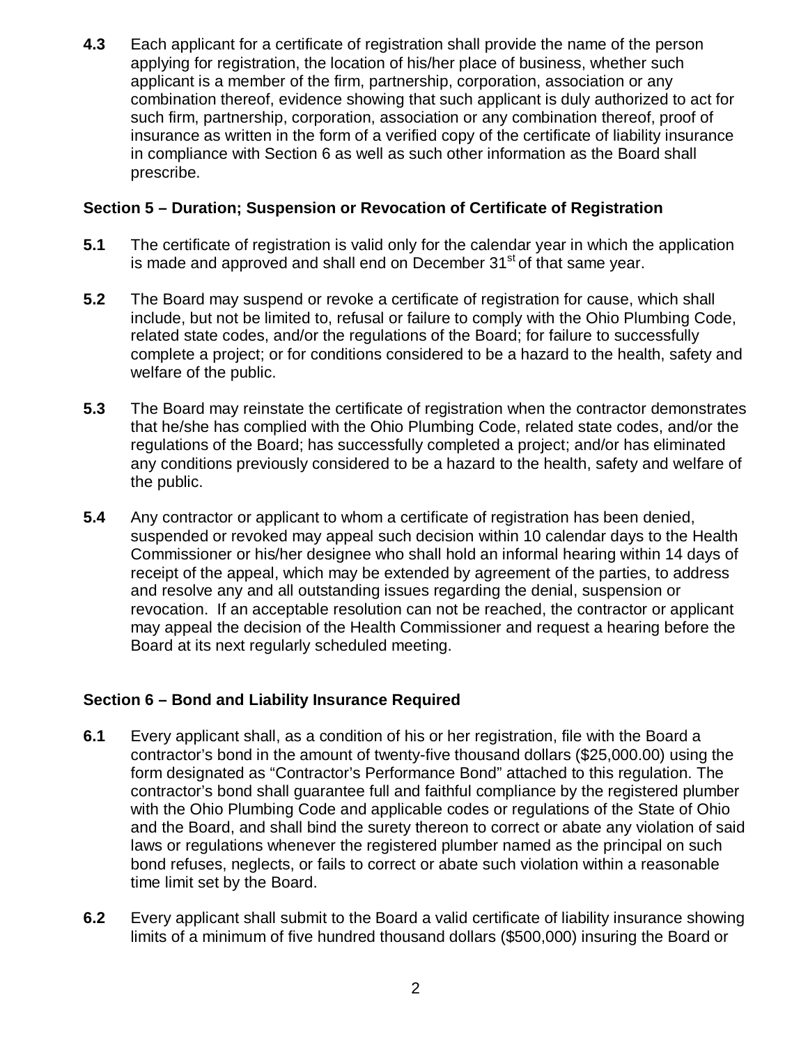**4.3** Each applicant for a certificate of registration shall provide the name of the person applying for registration, the location of his/her place of business, whether such applicant is a member of the firm, partnership, corporation, association or any combination thereof, evidence showing that such applicant is duly authorized to act for such firm, partnership, corporation, association or any combination thereof, proof of insurance as written in the form of a verified copy of the certificate of liability insurance in compliance with Section 6 as well as such other information as the Board shall prescribe.

### Section 5 – Duration; Suspension or Revocation of Certificate of Registration

**5.1** The certificate of registration is valid only for the calendar year in which the application is made and approved and shall end on December 31st of that same year.

**5.2** The Board may suspend or revoke a certificate of registration for cause, which shall include, but not be limited to, refusal or failure to comply with the Ohio Plumbing Code, related state codes, and/or the regulations of the Board; for failure to successfully complete a project; or for conditions considered to be a hazard to the health, safety and welfare of the public.

**5.3** The Board may reinstate the certificate of registration when the contractor demonstrates that he/she has complied with the Ohio Plumbing Code, related state codes, and/or the regulations of the Board; has successfully completed a project; and/or has eliminated any conditions previously considered to be a hazard to the health, safety and welfare of the public.

**5.4** Any contractor or applicant to whom a certificate of registration has been denied, suspended or revoked may appeal such decision within 10 calendar days to the Health Commissioner or his/her designee who shall hold an informal hearing within 14 days of receipt of the appeal, which may be extended by agreement of the parties, to address and resolve any and all outstanding issues regarding the denial, suspension or revocation. If an acceptable resolution can not be reached, the contractor or applicant may appeal the decision of the Health Commissioner and request a hearing before the Board at its next regularly scheduled meeting.

### Section 6 – Bond and Liability Insurance Required

**6.1** Every applicant shall, as a condition of his or her registration, file with the Board a contractor's bond in the amount of twenty-five thousand dollars ($25,000.00) using the form designated as "Contractor's Performance Bond" attached to this regulation. The contractor's bond shall guarantee full and faithful compliance by the registered plumber with the Ohio Plumbing Code and applicable codes or regulations of the State of Ohio and the Board, and shall bind the surety thereon to correct or abate any violation of said laws or regulations whenever the registered plumber named as the principal on such bond refuses, neglects, or fails to correct or abate such violation within a reasonable time limit set by the Board.

**6.2** Every applicant shall submit to the Board a valid certificate of liability insurance showing limits of a minimum of five hundred thousand dollars ($500,000) insuring the Board or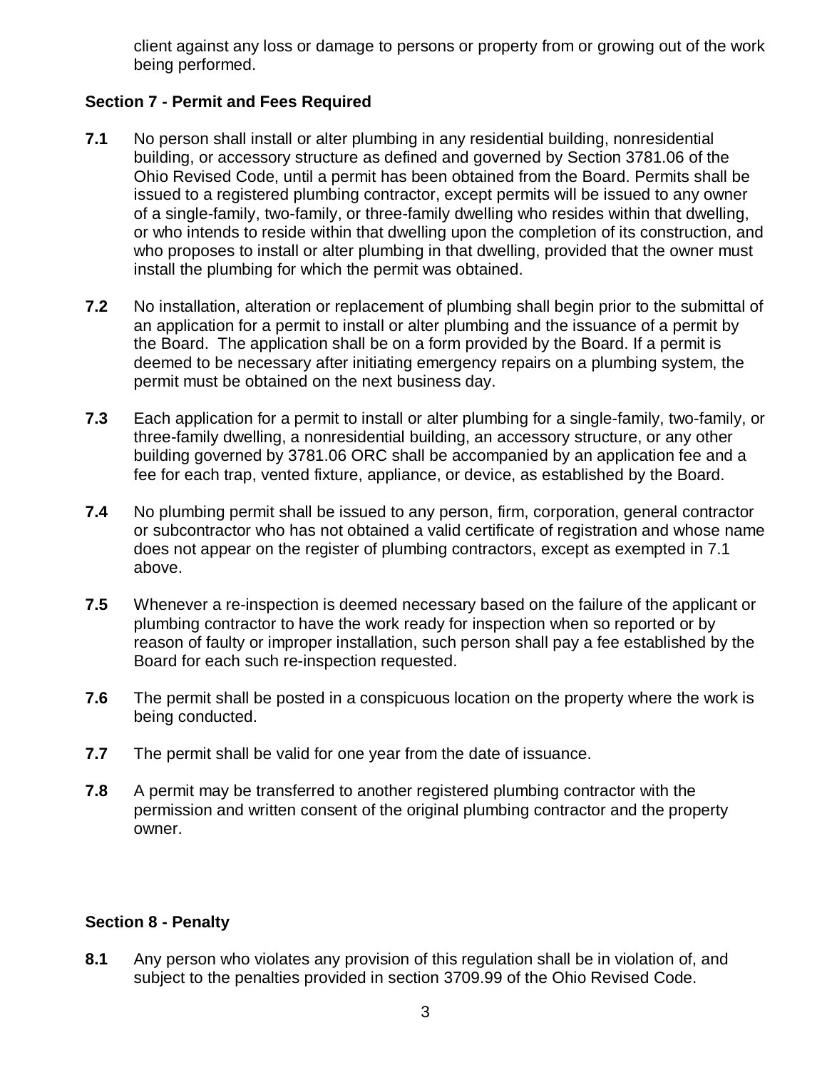client against any loss or damage to persons or property from or growing out of the work being performed.

**Section 7 - Permit and Fees Required**

**7.1** No person shall install or alter plumbing in any residential building, nonresidential building, or accessory structure as defined and governed by Section 3781.06 of the Ohio Revised Code, until a permit has been obtained from the Board. Permits shall be issued to a registered plumbing contractor, except permits will be issued to any owner of a single-family, two-family, or three-family dwelling who resides within that dwelling, or who intends to reside within that dwelling upon the completion of its construction, and who proposes to install or alter plumbing in that dwelling, provided that the owner must install the plumbing for which the permit was obtained.

**7.2** No installation, alteration or replacement of plumbing shall begin prior to the submittal of an application for a permit to install or alter plumbing and the issuance of a permit by the Board. The application shall be on a form provided by the Board. If a permit is deemed to be necessary after initiating emergency repairs on a plumbing system, the permit must be obtained on the next business day.

**7.3** Each application for a permit to install or alter plumbing for a single-family, two-family, or three-family dwelling, a nonresidential building, an accessory structure, or any other building governed by 3781.06 ORC shall be accompanied by an application fee and a fee for each trap, vented fixture, appliance, or device, as established by the Board.

**7.4** No plumbing permit shall be issued to any person, firm, corporation, general contractor or subcontractor who has not obtained a valid certificate of registration and whose name does not appear on the register of plumbing contractors, except as exempted in 7.1 above.

**7.5** Whenever a re-inspection is deemed necessary based on the failure of the applicant or plumbing contractor to have the work ready for inspection when so reported or by reason of faulty or improper installation, such person shall pay a fee established by the Board for each such re-inspection requested.

**7.6** The permit shall be posted in a conspicuous location on the property where the work is being conducted.

**7.7** The permit shall be valid for one year from the date of issuance.

**7.8** A permit may be transferred to another registered plumbing contractor with the permission and written consent of the original plumbing contractor and the property owner.

**Section 8 - Penalty**

**8.1** Any person who violates any provision of this regulation shall be in violation of, and subject to the penalties provided in section 3709.99 of the Ohio Revised Code.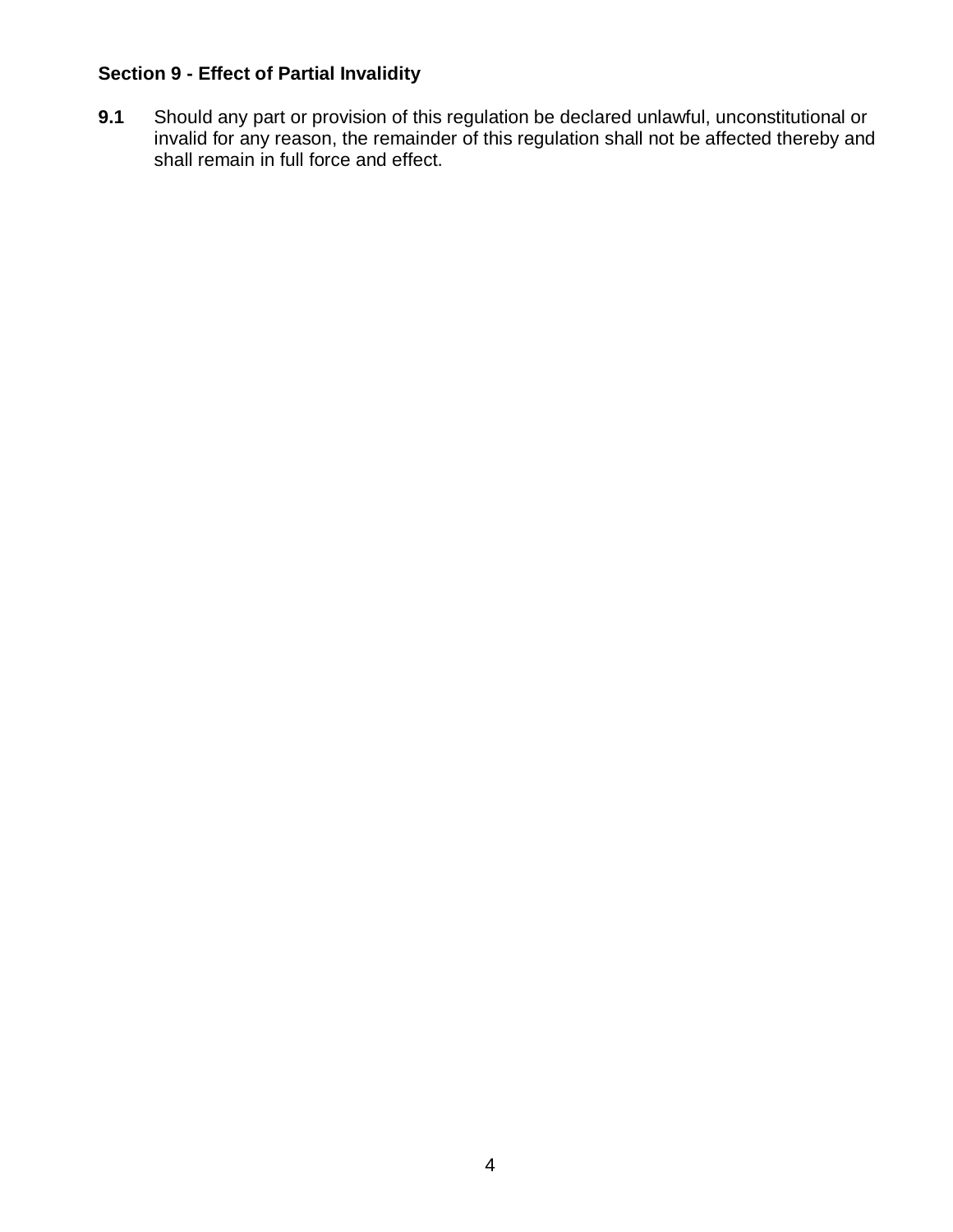**Section 9 - Effect of Partial Invalidity**

**9.1** Should any part or provision of this regulation be declared unlawful, unconstitutional or invalid for any reason, the remainder of this regulation shall not be affected thereby and shall remain in full force and effect.